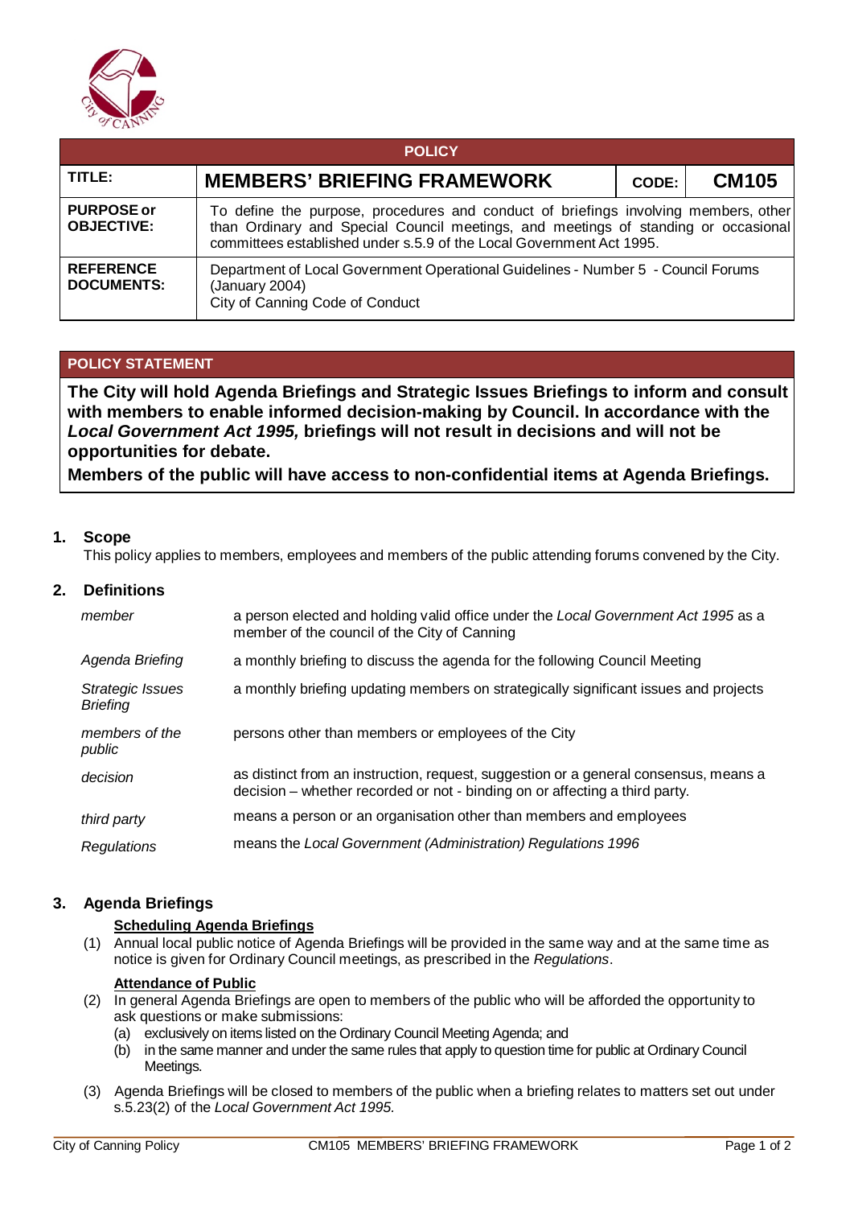| POLICY | | | |
|---|---|---|---|
| **TITLE:** | **MEMBERS' BRIEFING FRAMEWORK** | **CODE:** | **CM105** |
| **PURPOSE or OBJECTIVE:** | To define the purpose, procedures and conduct of briefings involving members, other than Ordinary and Special Council meetings, and meetings of standing or occasional committees established under s.5.9 of the Local Government Act 1995. | | |
| **REFERENCE DOCUMENTS:** | Department of Local Government Operational Guidelines - Number 5 - Council Forums (January 2004)<br>City of Canning Code of Conduct | | |

## POLICY STATEMENT

**The City will hold Agenda Briefings and Strategic Issues Briefings to inform and consult with members to enable informed decision-making by Council. In accordance with the *Local Government Act 1995,* briefings will not result in decisions and will not be opportunities for debate.**

**Members of the public will have access to non-confidential items at Agenda Briefings.**

## 1. Scope

This policy applies to members, employees and members of the public attending forums convened by the City.

## 2. Definitions

| | |
|---|---|
| *member* | a person elected and holding valid office under the *Local Government Act 1995* as a member of the council of the City of Canning |
| *Agenda Briefing* | a monthly briefing to discuss the agenda for the following Council Meeting |
| *Strategic Issues Briefing* | a monthly briefing updating members on strategically significant issues and projects |
| *members of the public* | persons other than members or employees of the City |
| *decision* | as distinct from an instruction, request, suggestion or a general consensus, means a decision – whether recorded or not - binding on or affecting a third party. |
| *third party* | means a person or an organisation other than members and employees |
| *Regulations* | means the *Local Government (Administration) Regulations 1996* |

## 3. Agenda Briefings

**Scheduling Agenda Briefings**

(1) Annual local public notice of Agenda Briefings will be provided in the same way and at the same time as notice is given for Ordinary Council meetings, as prescribed in the *Regulations*.

**Attendance of Public**

(2) In general Agenda Briefings are open to members of the public who will be afforded the opportunity to ask questions or make submissions:
   (a) exclusively on items listed on the Ordinary Council Meeting Agenda; and
   (b) in the same manner and under the same rules that apply to question time for public at Ordinary Council Meetings.

(3) Agenda Briefings will be closed to members of the public when a briefing relates to matters set out under s.5.23(2) of the *Local Government Act 1995.*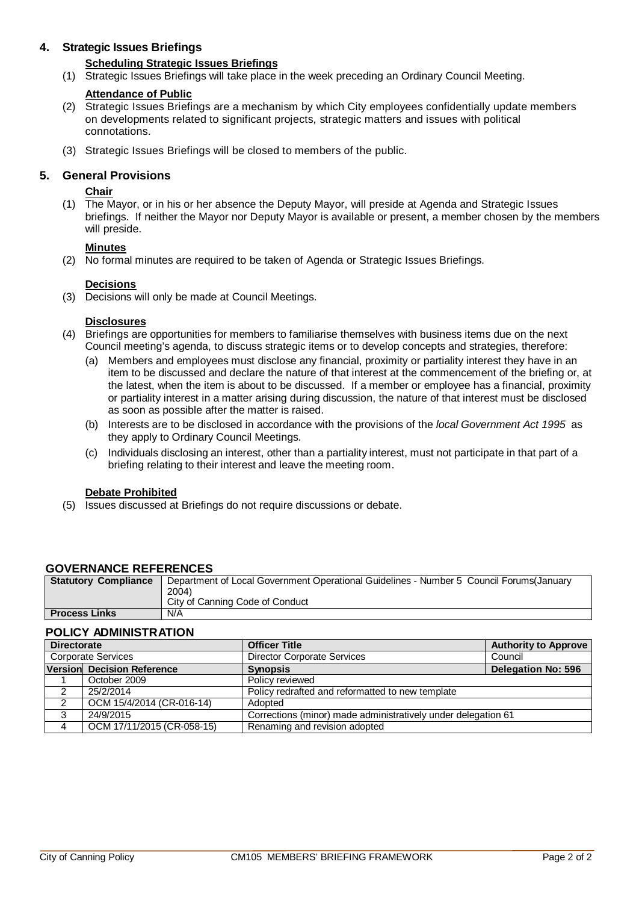## 4. Strategic Issues Briefings

**Scheduling Strategic Issues Briefings**

(1) Strategic Issues Briefings will take place in the week preceding an Ordinary Council Meeting.

**Attendance of Public**

(2) Strategic Issues Briefings are a mechanism by which City employees confidentially update members on developments related to significant projects, strategic matters and issues with political connotations.

(3) Strategic Issues Briefings will be closed to members of the public.

## 5. General Provisions

**Chair**

(1) The Mayor, or in his or her absence the Deputy Mayor, will preside at Agenda and Strategic Issues briefings. If neither the Mayor nor Deputy Mayor is available or present, a member chosen by the members will preside.

**Minutes**

(2) No formal minutes are required to be taken of Agenda or Strategic Issues Briefings.

**Decisions**

(3) Decisions will only be made at Council Meetings.

**Disclosures**

(4) Briefings are opportunities for members to familiarise themselves with business items due on the next Council meeting's agenda, to discuss strategic items or to develop concepts and strategies, therefore:

(a) Members and employees must disclose any financial, proximity or partiality interest they have in an item to be discussed and declare the nature of that interest at the commencement of the briefing or, at the latest, when the item is about to be discussed. If a member or employee has a financial, proximity or partiality interest in a matter arising during discussion, the nature of that interest must be disclosed as soon as possible after the matter is raised.

(b) Interests are to be disclosed in accordance with the provisions of the *local Government Act 1995* as they apply to Ordinary Council Meetings.

(c) Individuals disclosing an interest, other than a partiality interest, must not participate in that part of a briefing relating to their interest and leave the meeting room.

**Debate Prohibited**

(5) Issues discussed at Briefings do not require discussions or debate.

## GOVERNANCE REFERENCES

| | |
|---|---|
| **Statutory Compliance** | Department of Local Government Operational Guidelines - Number 5 Council Forums(January 2004)<br>City of Canning Code of Conduct |
| **Process Links** | N/A |

## POLICY ADMINISTRATION

| **Directorate** | | **Officer Title** | **Authority to Approve** |
|---|---|---|---|
| Corporate Services | | Director Corporate Services | Council |
| **Version** | **Decision Reference** | **Synopsis** | **Delegation No: 596** |
| 1 | October 2009 | Policy reviewed | |
| 2 | 25/2/2014 | Policy redrafted and reformatted to new template | |
| 2 | OCM 15/4/2014 (CR-016-14) | Adopted | |
| 3 | 24/9/2015 | Corrections (minor) made administratively under delegation 61 | |
| 4 | OCM 17/11/2015 (CR-058-15) | Renaming and revision adopted | |